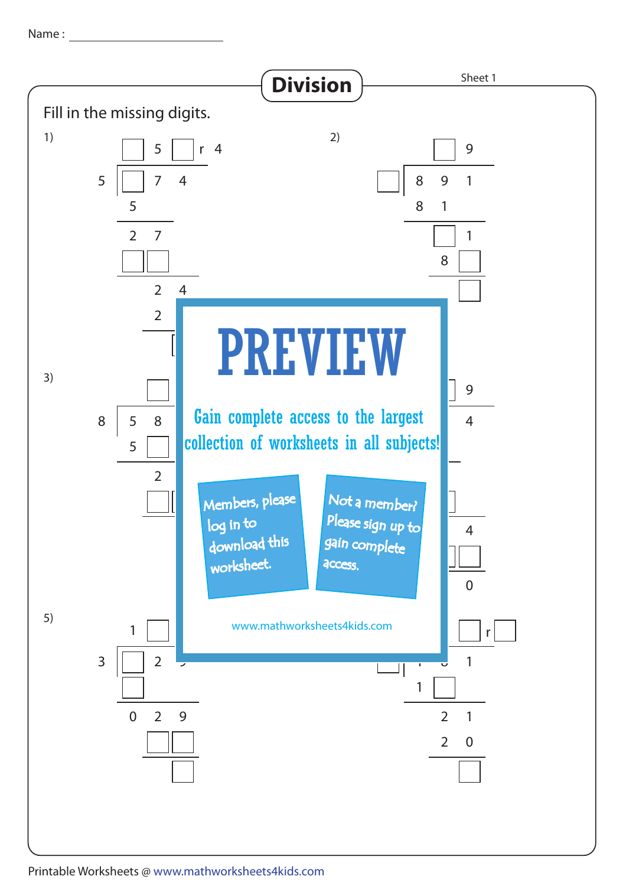Name : ____________________

# Division

Sheet 1

Fill in the missing digits.

1)

```
     □ 5 □ r 4
  5 ) □ 7 4
      5
      2 7
      □ □
        2 4
        2
```

2)

```
         □ 9
  □ ) 8 9 1
      8 1
        □ 1
        8 □
          □
```

3)

```
        □
  8 ) 5 8
      5 □
        2
      □
```

4)

```
          9
          4
          4
        □ □
          0
```

5)

```
      1 □
  3 ) □ 2
      □
      0 2 9
        □ □
          □
```

6)

```
        □ r □
            1
      1 □
        2 1
        2 0
          □
```

# PREVIEW

Gain complete access to the largest collection of worksheets in all subjects!

Members, please log in to download this worksheet.

Not a member? Please sign up to gain complete access.

www.mathworksheets4kids.com

Printable Worksheets @ www.mathworksheets4kids.com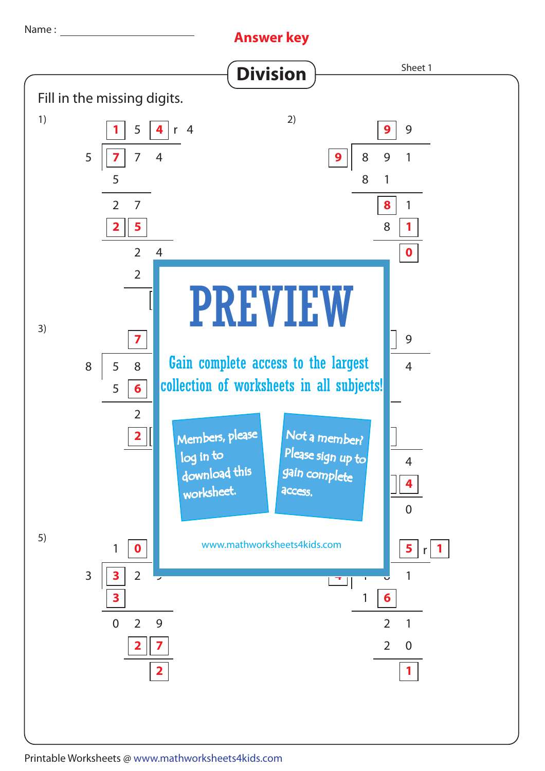Name : ______________________

**Answer key**

# Division

Sheet 1

Fill in the missing digits.

1)

```
      1  5  4 r 4
5 |   7  7  4
      5
      2  7
      2  5
         2  4
         2
```

2)

```
         9  9
9 |   8  9  1
      8  1
         8  1
         8  1
            0
```

3)

```
         7
8 |   5  8
      5  6
         2
         2
```

```
            9
            4

            4
            4
            0
```

5)

```
      1  0
3 |   3  2
      3
      0  2  9
         2  7
            2
```

```
            5 r 1
            1
      1  6
         2  1
         2  0
            1
```

PREVIEW

Gain complete access to the largest collection of worksheets in all subjects!

Members, please log in to download this worksheet.

Not a member? Please sign up to gain complete access.

www.mathworksheets4kids.com

Printable Worksheets @ www.mathworksheets4kids.com